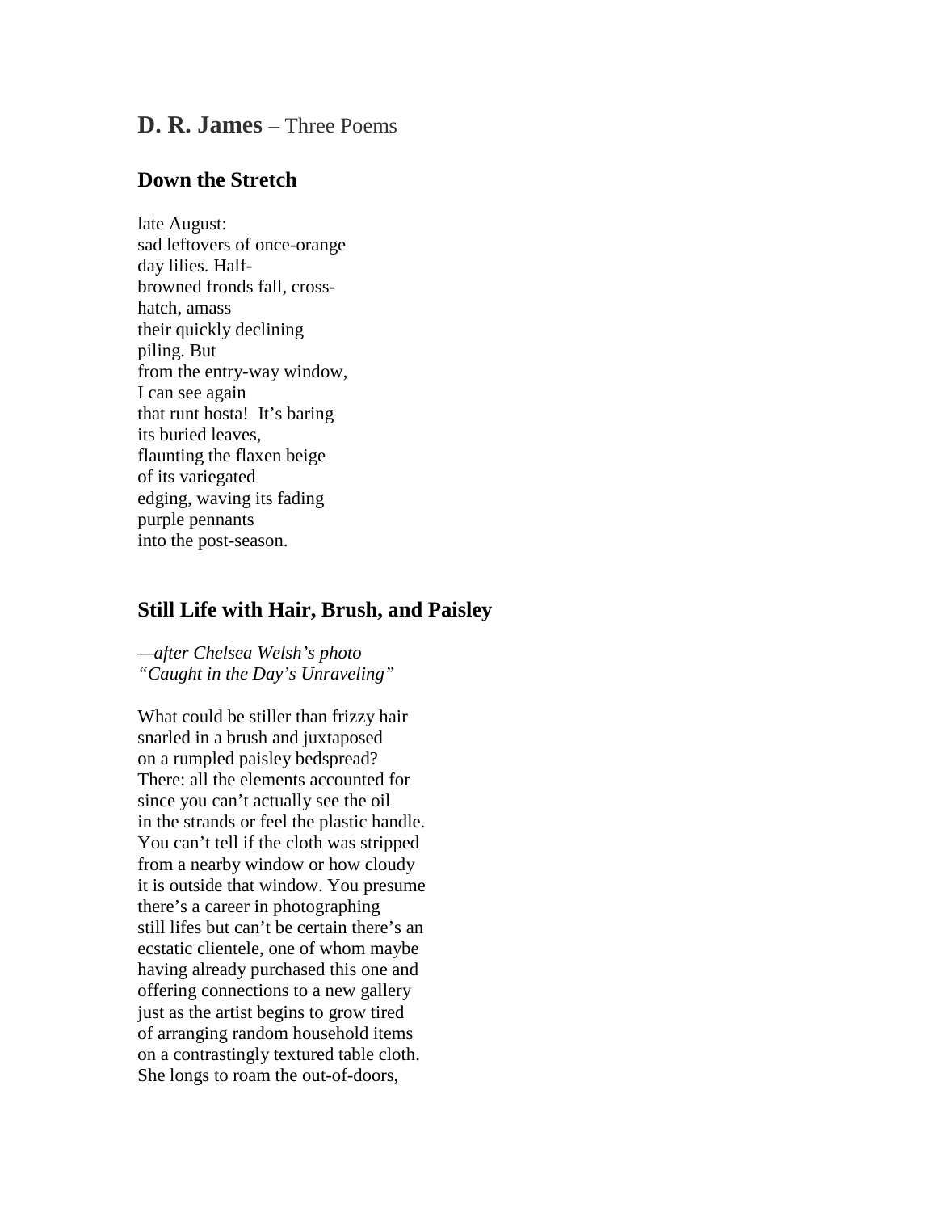## **D. R. James** – Three Poems

### Down the Stretch

late August:  
sad leftovers of once-orange  
day lilies. Half-  
browned fronds fall, cross-  
hatch, amass  
their quickly declining  
piling. But  
from the entry-way window,  
I can see again  
that runt hosta!  It's baring  
its buried leaves,  
flaunting the flaxen beige  
of its variegated  
edging, waving its fading  
purple pennants  
into the post-season.

### Still Life with Hair, Brush, and Paisley

*—after Chelsea Welsh's photo*  
*"Caught in the Day's Unraveling"*

What could be stiller than frizzy hair  
snarled in a brush and juxtaposed  
on a rumpled paisley bedspread?  
There: all the elements accounted for  
since you can't actually see the oil  
in the strands or feel the plastic handle.  
You can't tell if the cloth was stripped  
from a nearby window or how cloudy  
it is outside that window. You presume  
there's a career in photographing  
still lifes but can't be certain there's an  
ecstatic clientele, one of whom maybe  
having already purchased this one and  
offering connections to a new gallery  
just as the artist begins to grow tired  
of arranging random household items  
on a contrastingly textured table cloth.  
She longs to roam the out-of-doors,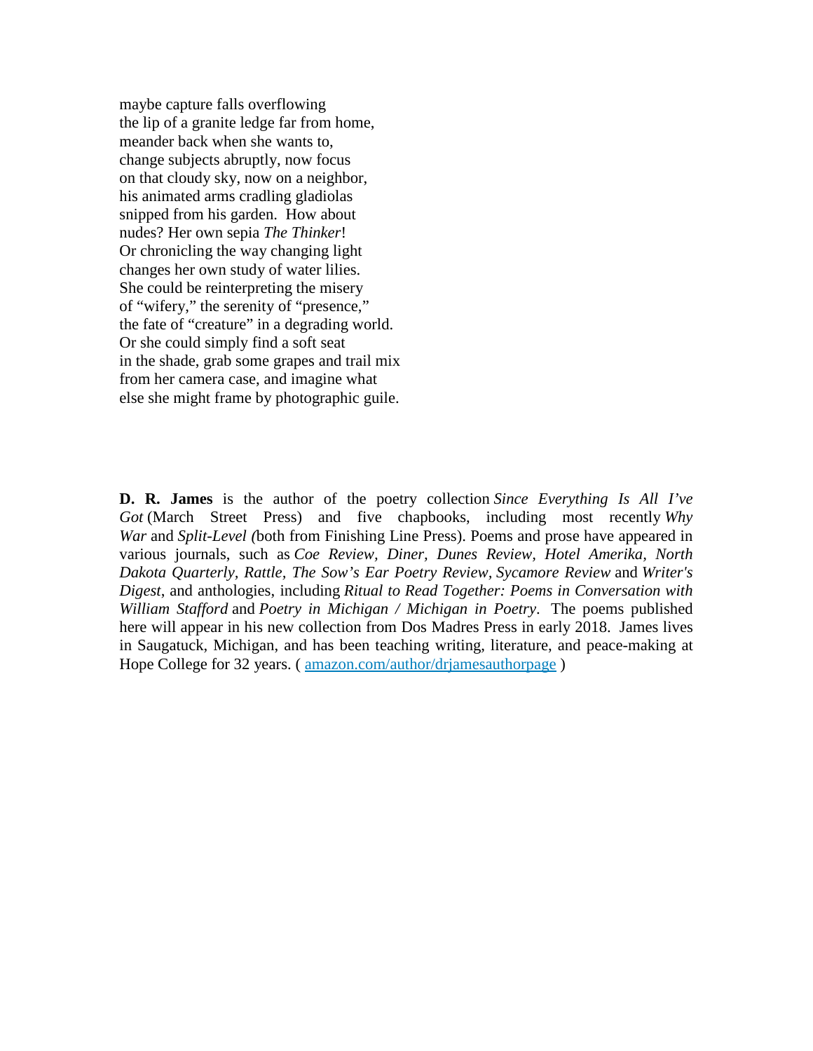maybe capture falls overflowing  
the lip of a granite ledge far from home,  
meander back when she wants to,  
change subjects abruptly, now focus  
on that cloudy sky, now on a neighbor,  
his animated arms cradling gladiolas  
snipped from his garden. How about  
nudes? Her own sepia *The Thinker*!  
Or chronicling the way changing light  
changes her own study of water lilies.  
She could be reinterpreting the misery  
of "wifery," the serenity of "presence,"  
the fate of "creature" in a degrading world.  
Or she could simply find a soft seat  
in the shade, grab some grapes and trail mix  
from her camera case, and imagine what  
else she might frame by photographic guile.

**D. R. James** is the author of the poetry collection *Since Everything Is All I've Got* (March Street Press) and five chapbooks, including most recently *Why War* and *Split-Level (*both from Finishing Line Press). Poems and prose have appeared in various journals, such as *Coe Review*, *Diner, Dunes Review, Hotel Amerika, North Dakota Quarterly, Rattle, The Sow's Ear Poetry Review*, *Sycamore Review* and *Writer's Digest*, and anthologies, including *Ritual to Read Together: Poems in Conversation with William Stafford* and *Poetry in Michigan / Michigan in Poetry*. The poems published here will appear in his new collection from Dos Madres Press in early 2018. James lives in Saugatuck, Michigan, and has been teaching writing, literature, and peace-making at Hope College for 32 years. ( amazon.com/author/drjamesauthorpage )